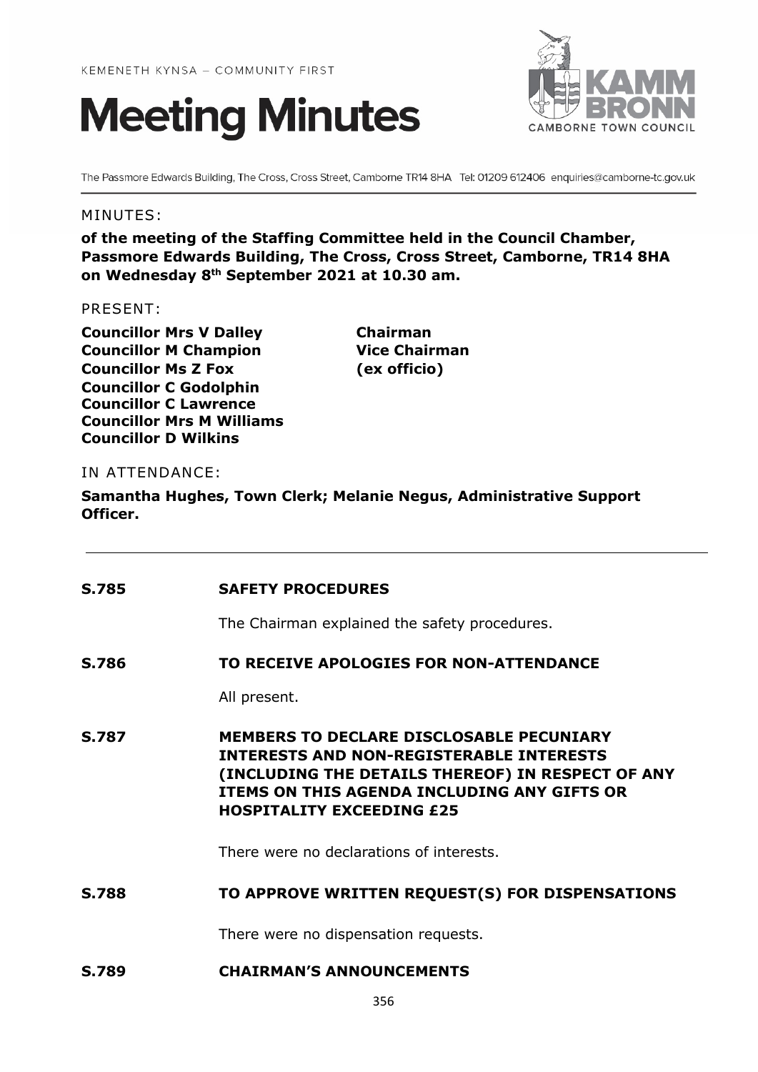KEMENETH KYNSA – COMMUNITY FIRST

# Meeting Minutes

KAMM BRONN
CAMBORNE TOWN COUNCIL

The Passmore Edwards Building, The Cross, Cross Street, Camborne TR14 8HA Tel: 01209 612406 enquiries@camborne-tc.gov.uk

MINUTES:

**of the meeting of the Staffing Committee held in the Council Chamber, Passmore Edwards Building, The Cross, Cross Street, Camborne, TR14 8HA on Wednesday 8th September 2021 at 10.30 am.**

PRESENT:

**Councillor Mrs V Dalley** **Chairman**
**Councillor M Champion** **Vice Chairman**
**Councillor Ms Z Fox** **(ex officio)**
**Councillor C Godolphin**
**Councillor C Lawrence**
**Councillor Mrs M Williams**
**Councillor D Wilkins**

IN ATTENDANCE:

**Samantha Hughes, Town Clerk; Melanie Negus, Administrative Support Officer.**

---

**S.785 SAFETY PROCEDURES**

The Chairman explained the safety procedures.

**S.786 TO RECEIVE APOLOGIES FOR NON-ATTENDANCE**

All present.

**S.787 MEMBERS TO DECLARE DISCLOSABLE PECUNIARY INTERESTS AND NON-REGISTERABLE INTERESTS (INCLUDING THE DETAILS THEREOF) IN RESPECT OF ANY ITEMS ON THIS AGENDA INCLUDING ANY GIFTS OR HOSPITALITY EXCEEDING £25**

There were no declarations of interests.

**S.788 TO APPROVE WRITTEN REQUEST(S) FOR DISPENSATIONS**

There were no dispensation requests.

**S.789 CHAIRMAN'S ANNOUNCEMENTS**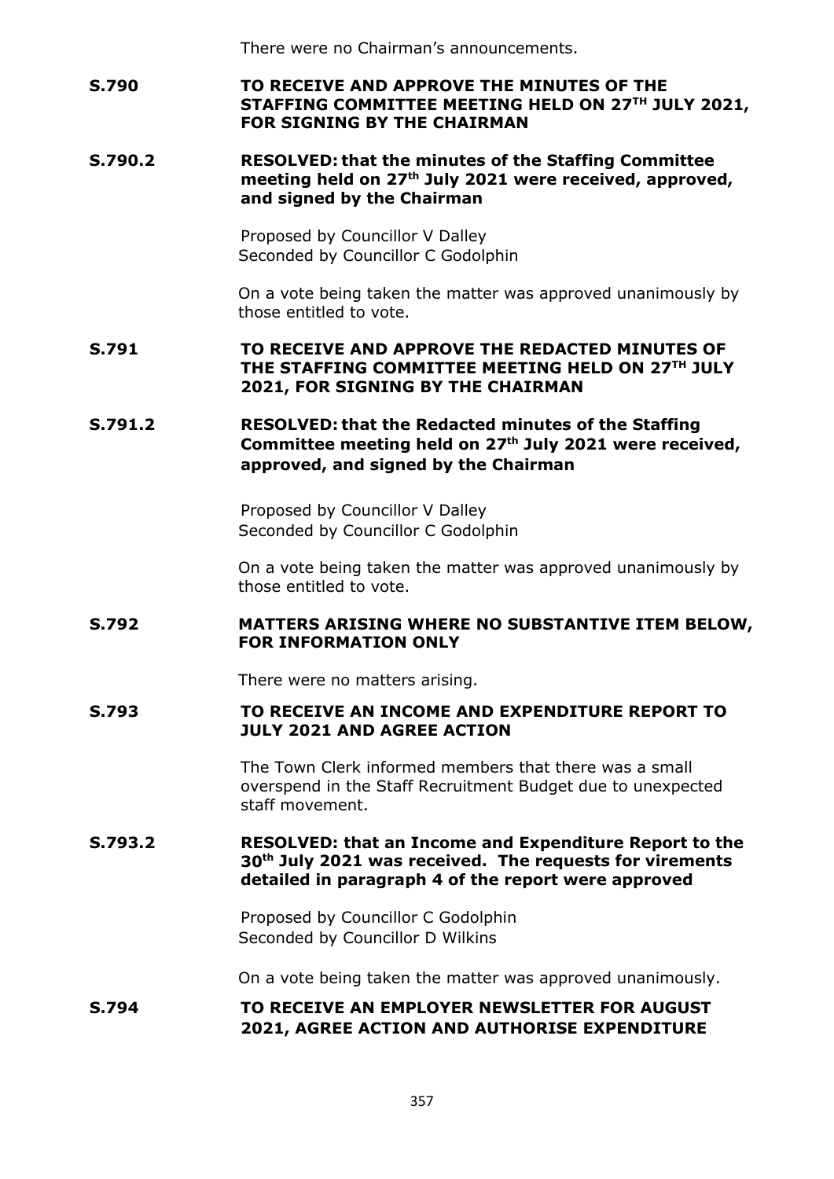There were no Chairman's announcements.

**S.790 TO RECEIVE AND APPROVE THE MINUTES OF THE STAFFING COMMITTEE MEETING HELD ON 27TH JULY 2021, FOR SIGNING BY THE CHAIRMAN**

**S.790.2 RESOLVED: that the minutes of the Staffing Committee meeting held on 27th July 2021 were received, approved, and signed by the Chairman**

Proposed by Councillor V Dalley
Seconded by Councillor C Godolphin

On a vote being taken the matter was approved unanimously by those entitled to vote.

**S.791 TO RECEIVE AND APPROVE THE REDACTED MINUTES OF THE STAFFING COMMITTEE MEETING HELD ON 27TH JULY 2021, FOR SIGNING BY THE CHAIRMAN**

**S.791.2 RESOLVED: that the Redacted minutes of the Staffing Committee meeting held on 27th July 2021 were received, approved, and signed by the Chairman**

Proposed by Councillor V Dalley
Seconded by Councillor C Godolphin

On a vote being taken the matter was approved unanimously by those entitled to vote.

**S.792 MATTERS ARISING WHERE NO SUBSTANTIVE ITEM BELOW, FOR INFORMATION ONLY**

There were no matters arising.

**S.793 TO RECEIVE AN INCOME AND EXPENDITURE REPORT TO JULY 2021 AND AGREE ACTION**

The Town Clerk informed members that there was a small overspend in the Staff Recruitment Budget due to unexpected staff movement.

**S.793.2 RESOLVED: that an Income and Expenditure Report to the 30th July 2021 was received. The requests for virements detailed in paragraph 4 of the report were approved**

Proposed by Councillor C Godolphin
Seconded by Councillor D Wilkins

On a vote being taken the matter was approved unanimously.

**S.794 TO RECEIVE AN EMPLOYER NEWSLETTER FOR AUGUST 2021, AGREE ACTION AND AUTHORISE EXPENDITURE**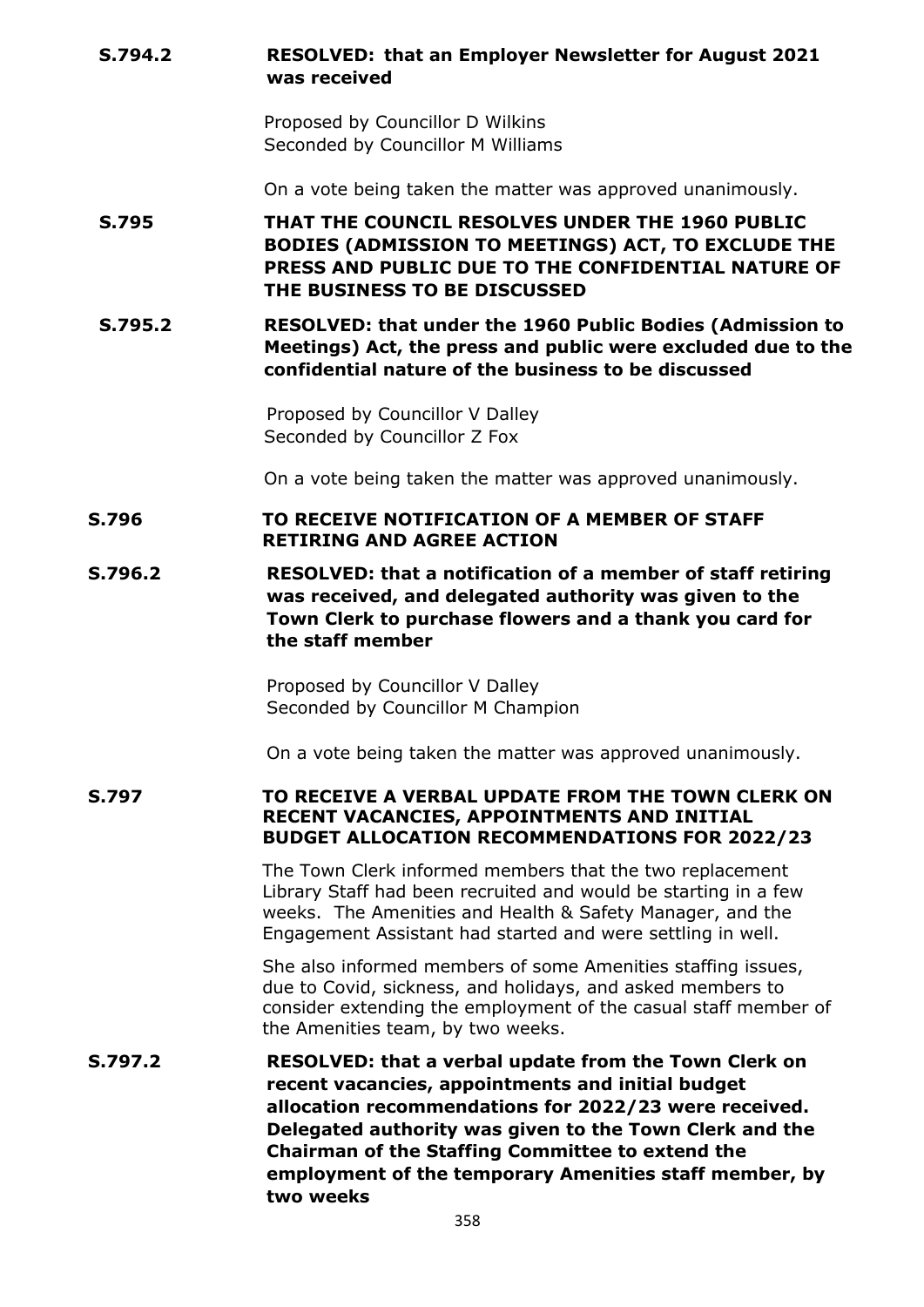**S.794.2** **RESOLVED: that an Employer Newsletter for August 2021 was received**

Proposed by Councillor D Wilkins
Seconded by Councillor M Williams

On a vote being taken the matter was approved unanimously.

**S.795** **THAT THE COUNCIL RESOLVES UNDER THE 1960 PUBLIC BODIES (ADMISSION TO MEETINGS) ACT, TO EXCLUDE THE PRESS AND PUBLIC DUE TO THE CONFIDENTIAL NATURE OF THE BUSINESS TO BE DISCUSSED**

**S.795.2** **RESOLVED: that under the 1960 Public Bodies (Admission to Meetings) Act, the press and public were excluded due to the confidential nature of the business to be discussed**

Proposed by Councillor V Dalley
Seconded by Councillor Z Fox

On a vote being taken the matter was approved unanimously.

**S.796** **TO RECEIVE NOTIFICATION OF A MEMBER OF STAFF RETIRING AND AGREE ACTION**

**S.796.2** **RESOLVED: that a notification of a member of staff retiring was received, and delegated authority was given to the Town Clerk to purchase flowers and a thank you card for the staff member**

Proposed by Councillor V Dalley
Seconded by Councillor M Champion

On a vote being taken the matter was approved unanimously.

**S.797** **TO RECEIVE A VERBAL UPDATE FROM THE TOWN CLERK ON RECENT VACANCIES, APPOINTMENTS AND INITIAL BUDGET ALLOCATION RECOMMENDATIONS FOR 2022/23**

The Town Clerk informed members that the two replacement Library Staff had been recruited and would be starting in a few weeks. The Amenities and Health & Safety Manager, and the Engagement Assistant had started and were settling in well.

She also informed members of some Amenities staffing issues, due to Covid, sickness, and holidays, and asked members to consider extending the employment of the casual staff member of the Amenities team, by two weeks.

**S.797.2** **RESOLVED: that a verbal update from the Town Clerk on recent vacancies, appointments and initial budget allocation recommendations for 2022/23 were received. Delegated authority was given to the Town Clerk and the Chairman of the Staffing Committee to extend the employment of the temporary Amenities staff member, by two weeks**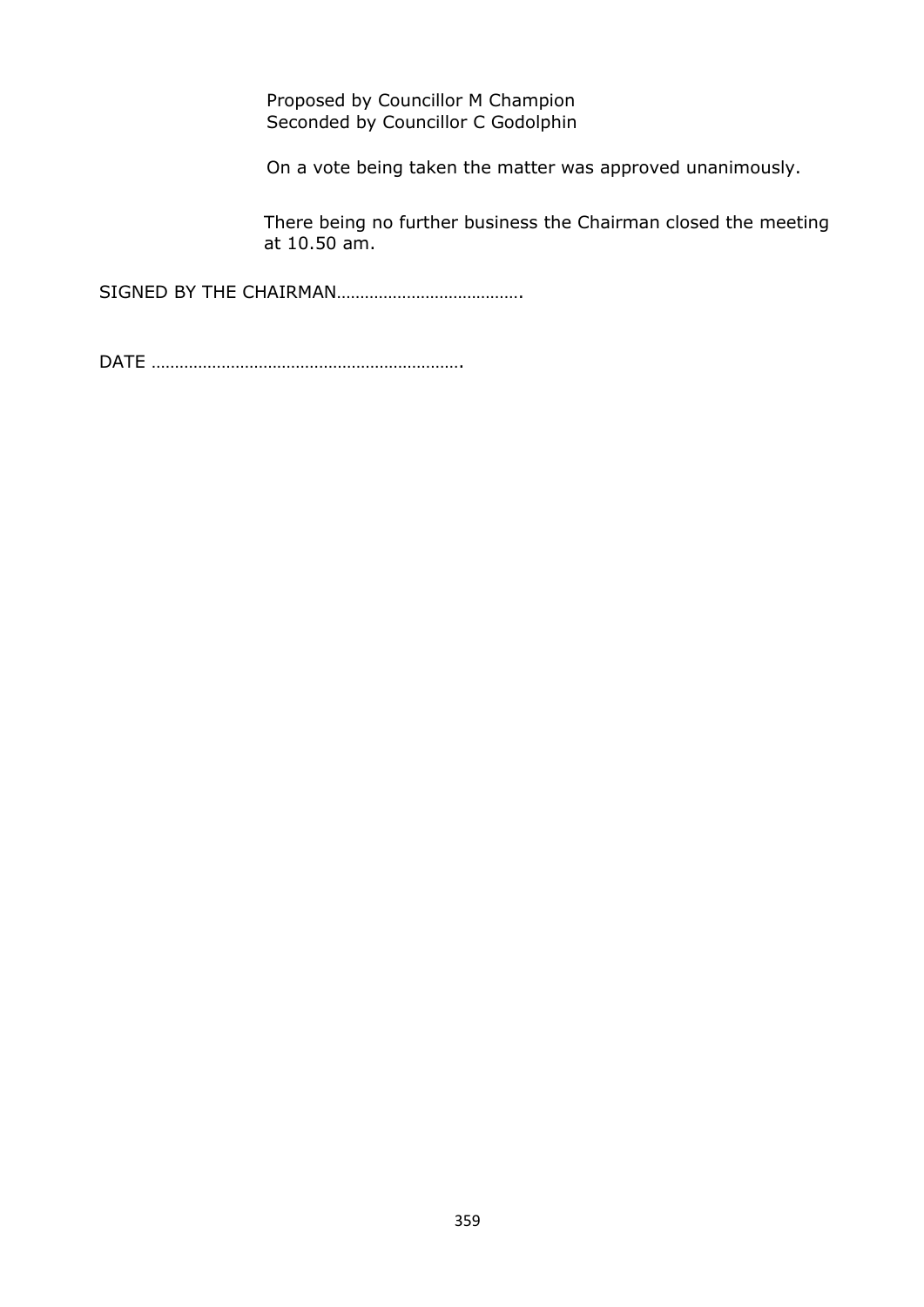Proposed by Councillor M Champion
Seconded by Councillor C Godolphin

On a vote being taken the matter was approved unanimously.

There being no further business the Chairman closed the meeting at 10.50 am.

SIGNED BY THE CHAIRMAN………………………………….

DATE ………………………………………………………….